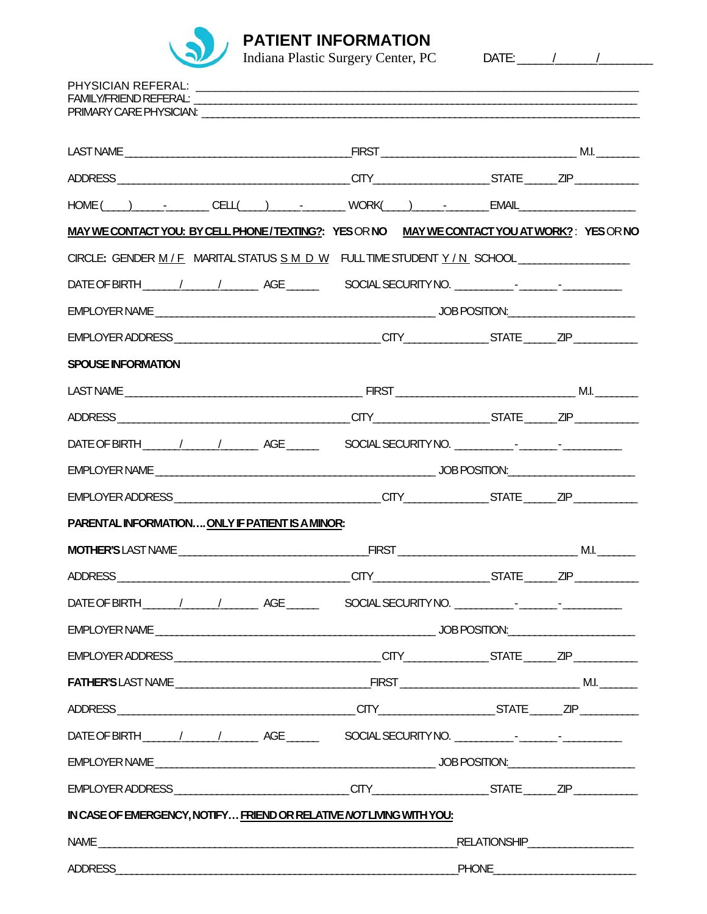# PATIENT INFORMATION

Indiana Plastic Surgery Center, PC

DATE: _____/______/________

PHYSICIAN REFERAL: ____________________________________________________________

FAMILY/FRIEND REFERAL: ________________________________________________________

PRIMARY CARE PHYSICIAN: ______________________________________________________

LAST NAME ______________________________________ FIRST ______________________________ M.I. _______

ADDRESS ________________________________________ CITY__________________ STATE _____ ZIP __________

HOME (____)_____-_______ CELL(____)_____-_______ WORK(____)_____-_______ EMAIL___________________

**MAY WE CONTACT YOU: BY CELL PHONE / TEXTING?: YES** OR **NO** **MAY WE CONTACT YOU AT WORK?** : **YES** OR **NO**

CIRCLE: GENDER M / F MARITAL STATUS S M D W FULL TIME STUDENT Y / N SCHOOL __________________

DATE OF BIRTH ______/______/_______ AGE _____ SOCIAL SECURITY NO. __________-_______-__________

EMPLOYER NAME _______________________________________________ JOB POSITION:_____________________

EMPLOYER ADDRESS ___________________________________ CITY______________ STATE _____ ZIP __________

**SPOUSE INFORMATION**

LAST NAME ________________________________________ FIRST ______________________________ M.I. _______

ADDRESS ________________________________________ CITY__________________ STATE _____ ZIP __________

DATE OF BIRTH ______/______/_______ AGE _____ SOCIAL SECURITY NO. __________-_______-__________

EMPLOYER NAME _______________________________________________ JOB POSITION:_____________________

EMPLOYER ADDRESS ___________________________________ CITY______________ STATE _____ ZIP __________

**PARENTAL INFORMATION…. ONLY IF PATIENT IS A MINOR:**

**MOTHER'S** LAST NAME ________________________________ FIRST ______________________________ M.I. ______

ADDRESS ________________________________________ CITY__________________ STATE _____ ZIP __________

DATE OF BIRTH ______/______/_______ AGE _____ SOCIAL SECURITY NO. __________-_______-__________

EMPLOYER NAME _______________________________________________ JOB POSITION:_____________________

EMPLOYER ADDRESS ___________________________________ CITY______________ STATE _____ ZIP __________

**FATHER'S** LAST NAME ________________________________ FIRST ______________________________ M.I. ______

ADDRESS ________________________________________ CITY__________________ STATE _____ ZIP __________

DATE OF BIRTH ______/______/_______ AGE _____ SOCIAL SECURITY NO. __________-_______-__________

EMPLOYER NAME _______________________________________________ JOB POSITION:_____________________

EMPLOYER ADDRESS ____________________________ CITY__________________ STATE _____ ZIP __________

**IN CASE OF EMERGENCY, NOTIFY… FRIEND OR RELATIVE *NOT* LIVING WITH YOU:**

NAME ____________________________________________________________ RELATIONSHIP_________________

ADDRESS__________________________________________________________ PHONE_______________________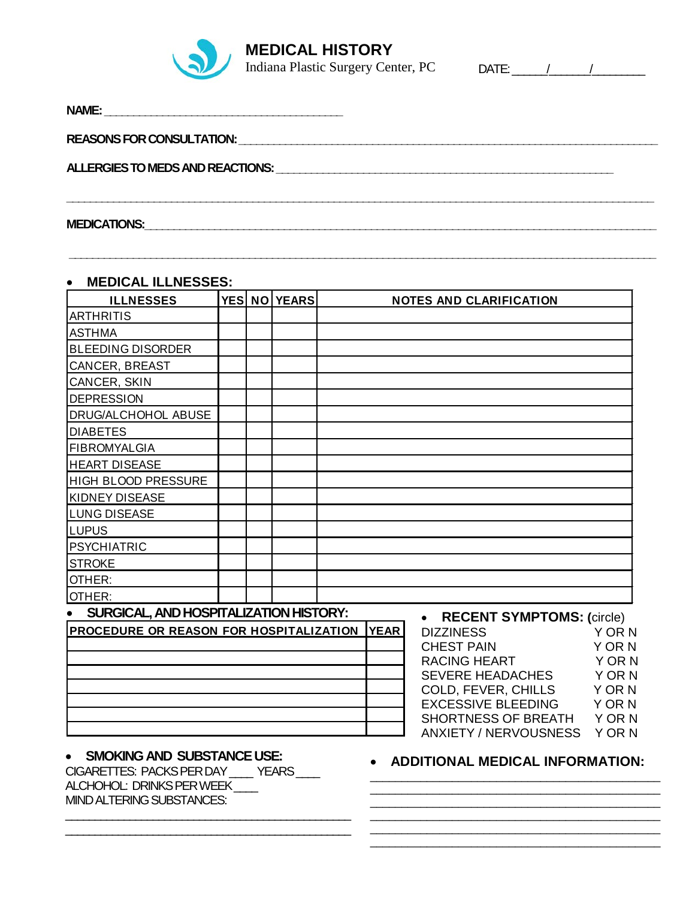# MEDICAL HISTORY

Indiana Plastic Surgery Center, PC

DATE: _____/_____/_______

**NAME:** ____________________________________

**REASONS FOR CONSULTATION:** ____________________________________________________________

**ALLERGIES TO MEDS AND REACTIONS:** ____________________________________________________

______________________________________________________________________________________

**MEDICATIONS:** __________________________________________________________________________

______________________________________________________________________________________

- **MEDICAL ILLNESSES:**

| ILLNESSES | YES | NO | YEARS | NOTES AND CLARIFICATION |
|---|---|---|---|---|
| ARTHRITIS | | | | |
| ASTHMA | | | | |
| BLEEDING DISORDER | | | | |
| CANCER, BREAST | | | | |
| CANCER, SKIN | | | | |
| DEPRESSION | | | | |
| DRUG/ALCHOHOL ABUSE | | | | |
| DIABETES | | | | |
| FIBROMYALGIA | | | | |
| HEART DISEASE | | | | |
| HIGH BLOOD PRESSURE | | | | |
| KIDNEY DISEASE | | | | |
| LUNG DISEASE | | | | |
| LUPUS | | | | |
| PSYCHIATRIC | | | | |
| STROKE | | | | |
| OTHER: | | | | |
| OTHER: | | | | |

- **SURGICAL, AND HOSPITALIZATION HISTORY:**

| PROCEDURE OR REASON FOR HOSPITALIZATION | YEAR |
|---|---|
| | |
| | |
| | |
| | |
| | |
| | |
| | |

- **RECENT SYMPTOMS: (**circle)

| | |
|---|---|
| DIZZINESS | Y OR N |
| CHEST PAIN | Y OR N |
| RACING HEART | Y OR N |
| SEVERE HEADACHES | Y OR N |
| COLD, FEVER, CHILLS | Y OR N |
| EXCESSIVE BLEEDING | Y OR N |
| SHORTNESS OF BREATH | Y OR N |
| ANXIETY / NERVOUSNESS | Y OR N |

- **SMOKING AND SUBSTANCE USE:**

CIGARETTES: PACKS PER DAY ____ YEARS ____

ALCHOHOL: DRINKS PER WEEK ____

MIND ALTERING SUBSTANCES:

______________________________________________

______________________________________________

- **ADDITIONAL MEDICAL INFORMATION:**

______________________________________________

______________________________________________

______________________________________________

______________________________________________

______________________________________________

______________________________________________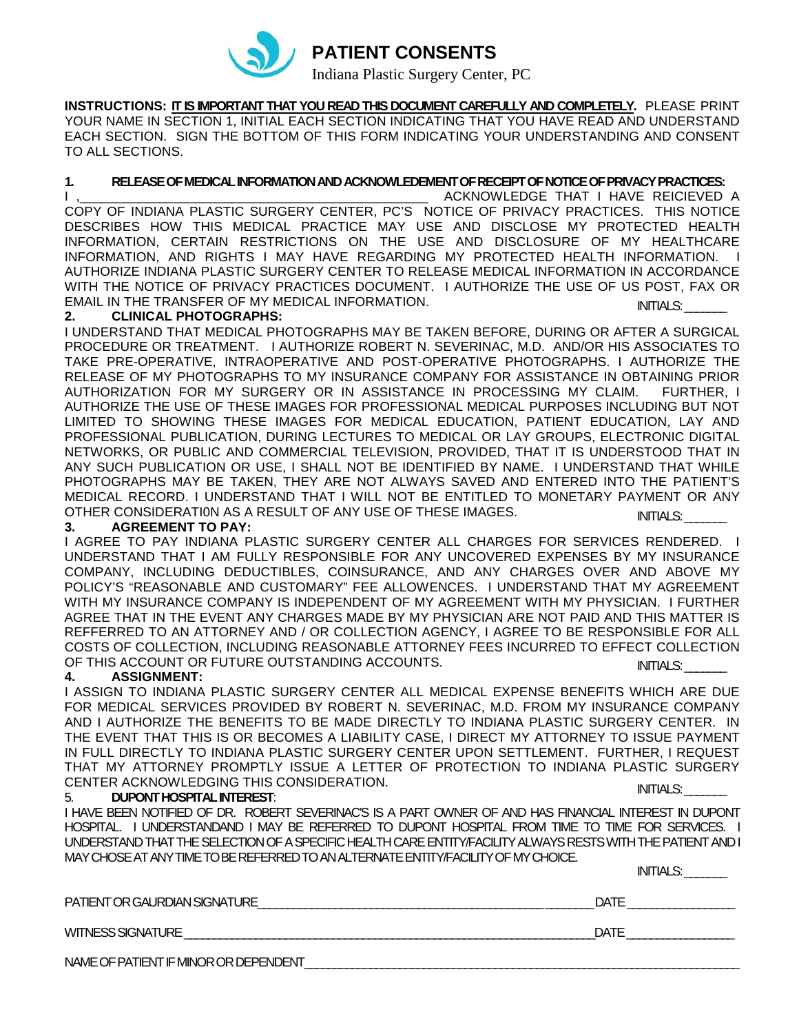# PATIENT CONSENTS

Indiana Plastic Surgery Center, PC

**INSTRUCTIONS: IT IS IMPORTANT THAT YOU READ THIS DOCUMENT CAREFULLY AND COMPLETELY.** PLEASE PRINT YOUR NAME IN SECTION 1, INITIAL EACH SECTION INDICATING THAT YOU HAVE READ AND UNDERSTAND EACH SECTION. SIGN THE BOTTOM OF THIS FORM INDICATING YOUR UNDERSTANDING AND CONSENT TO ALL SECTIONS.

**1. RELEASE OF MEDICAL INFORMATION AND ACKNOWLEDEMENT OF RECEIPT OF NOTICE OF PRIVACY PRACTICES:**

I ,_______________________________________________ ACKNOWLEDGE THAT I HAVE REICIEVED A COPY OF INDIANA PLASTIC SURGERY CENTER, PC'S NOTICE OF PRIVACY PRACTICES. THIS NOTICE DESCRIBES HOW THIS MEDICAL PRACTICE MAY USE AND DISCLOSE MY PROTECTED HEALTH INFORMATION, CERTAIN RESTRICTIONS ON THE USE AND DISCLOSURE OF MY HEALTHCARE INFORMATION, AND RIGHTS I MAY HAVE REGARDING MY PROTECTED HEALTH INFORMATION. I AUTHORIZE INDIANA PLASTIC SURGERY CENTER TO RELEASE MEDICAL INFORMATION IN ACCORDANCE WITH THE NOTICE OF PRIVACY PRACTICES DOCUMENT. I AUTHORIZE THE USE OF US POST, FAX OR EMAIL IN THE TRANSFER OF MY MEDICAL INFORMATION.

INITIALS: ______

**2. CLINICAL PHOTOGRAPHS:**

I UNDERSTAND THAT MEDICAL PHOTOGRAPHS MAY BE TAKEN BEFORE, DURING OR AFTER A SURGICAL PROCEDURE OR TREATMENT. I AUTHORIZE ROBERT N. SEVERINAC, M.D. AND/OR HIS ASSOCIATES TO TAKE PRE-OPERATIVE, INTRAOPERATIVE AND POST-OPERATIVE PHOTOGRAPHS. I AUTHORIZE THE RELEASE OF MY PHOTOGRAPHS TO MY INSURANCE COMPANY FOR ASSISTANCE IN OBTAINING PRIOR AUTHORIZATION FOR MY SURGERY OR IN ASSISTANCE IN PROCESSING MY CLAIM. FURTHER, I AUTHORIZE THE USE OF THESE IMAGES FOR PROFESSIONAL MEDICAL PURPOSES INCLUDING BUT NOT LIMITED TO SHOWING THESE IMAGES FOR MEDICAL EDUCATION, PATIENT EDUCATION, LAY AND PROFESSIONAL PUBLICATION, DURING LECTURES TO MEDICAL OR LAY GROUPS, ELECTRONIC DIGITAL NETWORKS, OR PUBLIC AND COMMERCIAL TELEVISION, PROVIDED, THAT IT IS UNDERSTOOD THAT IN ANY SUCH PUBLICATION OR USE, I SHALL NOT BE IDENTIFIED BY NAME. I UNDERSTAND THAT WHILE PHOTOGRAPHS MAY BE TAKEN, THEY ARE NOT ALWAYS SAVED AND ENTERED INTO THE PATIENT'S MEDICAL RECORD. I UNDERSTAND THAT I WILL NOT BE ENTITLED TO MONETARY PAYMENT OR ANY OTHER CONSIDERATI0N AS A RESULT OF ANY USE OF THESE IMAGES.

INITIALS: ______

**3. AGREEMENT TO PAY:**

I AGREE TO PAY INDIANA PLASTIC SURGERY CENTER ALL CHARGES FOR SERVICES RENDERED. I UNDERSTAND THAT I AM FULLY RESPONSIBLE FOR ANY UNCOVERED EXPENSES BY MY INSURANCE COMPANY, INCLUDING DEDUCTIBLES, COINSURANCE, AND ANY CHARGES OVER AND ABOVE MY POLICY'S "REASONABLE AND CUSTOMARY" FEE ALLOWENCES. I UNDERSTAND THAT MY AGREEMENT WITH MY INSURANCE COMPANY IS INDEPENDENT OF MY AGREEMENT WITH MY PHYSICIAN. I FURTHER AGREE THAT IN THE EVENT ANY CHARGES MADE BY MY PHYSICIAN ARE NOT PAID AND THIS MATTER IS REFFERRED TO AN ATTORNEY AND / OR COLLECTION AGENCY, I AGREE TO BE RESPONSIBLE FOR ALL COSTS OF COLLECTION, INCLUDING REASONABLE ATTORNEY FEES INCURRED TO EFFECT COLLECTION OF THIS ACCOUNT OR FUTURE OUTSTANDING ACCOUNTS.

INITIALS: ______

**4. ASSIGNMENT:**

I ASSIGN TO INDIANA PLASTIC SURGERY CENTER ALL MEDICAL EXPENSE BENEFITS WHICH ARE DUE FOR MEDICAL SERVICES PROVIDED BY ROBERT N. SEVERINAC, M.D. FROM MY INSURANCE COMPANY AND I AUTHORIZE THE BENEFITS TO BE MADE DIRECTLY TO INDIANA PLASTIC SURGERY CENTER. IN THE EVENT THAT THIS IS OR BECOMES A LIABILITY CASE, I DIRECT MY ATTORNEY TO ISSUE PAYMENT IN FULL DIRECTLY TO INDIANA PLASTIC SURGERY CENTER UPON SETTLEMENT. FURTHER, I REQUEST THAT MY ATTORNEY PROMPTLY ISSUE A LETTER OF PROTECTION TO INDIANA PLASTIC SURGERY CENTER ACKNOWLEDGING THIS CONSIDERATION.

INITIALS: ______

**5. DUPONT HOSPITAL INTEREST:**

I HAVE BEEN NOTIFIED OF DR. ROBERT SEVERINAC'S IS A PART OWNER OF AND HAS FINANCIAL INTEREST IN DUPONT HOSPITAL. I UNDERSTANDAND I MAY BE REFERRED TO DUPONT HOSPITAL FROM TIME TO TIME FOR SERVICES. I UNDERSTAND THAT THE SELECTION OF A SPECIFIC HEALTH CARE ENTITY/FACILITY ALWAYS RESTS WITH THE PATIENT AND I MAY CHOSE AT ANY TIME TO BE REFERRED TO AN ALTERNATE ENTITY/FACILITY OF MY CHOICE.

INITIALS: ______

PATIENT OR GAURDIAN SIGNATURE_______________________________________________ DATE________________

WITNESS SIGNATURE ______________________________________________________ DATE ________________

NAME OF PATIENT IF MINOR OR DEPENDENT___________________________________________________________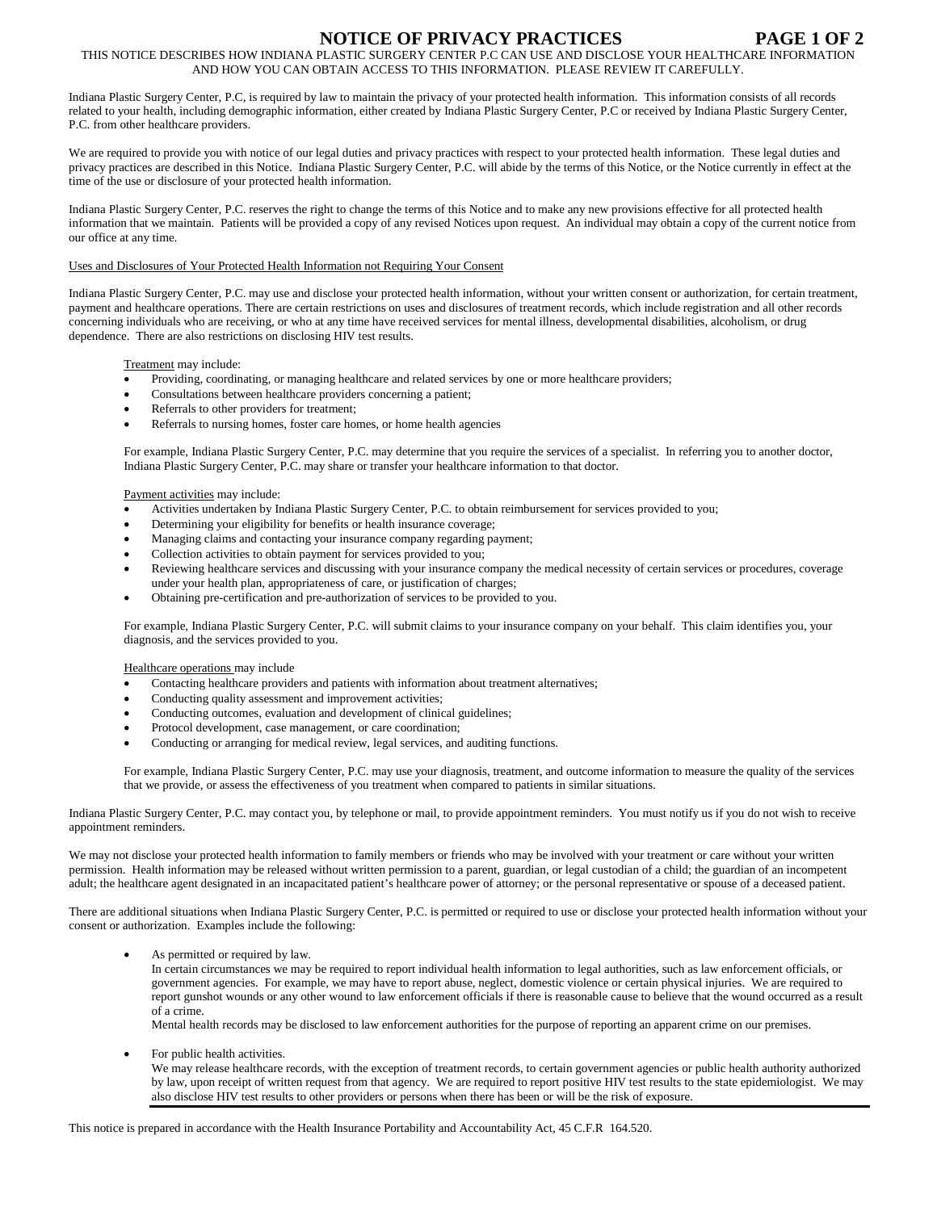# NOTICE OF PRIVACY PRACTICES

THIS NOTICE DESCRIBES HOW INDIANA PLASTIC SURGERY CENTER P.C CAN USE AND DISCLOSE YOUR HEALTHCARE INFORMATION AND HOW YOU CAN OBTAIN ACCESS TO THIS INFORMATION. PLEASE REVIEW IT CAREFULLY.

Indiana Plastic Surgery Center, P.C, is required by law to maintain the privacy of your protected health information. This information consists of all records related to your health, including demographic information, either created by Indiana Plastic Surgery Center, P.C or received by Indiana Plastic Surgery Center, P.C. from other healthcare providers.

We are required to provide you with notice of our legal duties and privacy practices with respect to your protected health information. These legal duties and privacy practices are described in this Notice. Indiana Plastic Surgery Center, P.C. will abide by the terms of this Notice, or the Notice currently in effect at the time of the use or disclosure of your protected health information.

Indiana Plastic Surgery Center, P.C. reserves the right to change the terms of this Notice and to make any new provisions effective for all protected health information that we maintain. Patients will be provided a copy of any revised Notices upon request. An individual may obtain a copy of the current notice from our office at any time.

Uses and Disclosures of Your Protected Health Information not Requiring Your Consent

Indiana Plastic Surgery Center, P.C. may use and disclose your protected health information, without your written consent or authorization, for certain treatment, payment and healthcare operations. There are certain restrictions on uses and disclosures of treatment records, which include registration and all other records concerning individuals who are receiving, or who at any time have received services for mental illness, developmental disabilities, alcoholism, or drug dependence. There are also restrictions on disclosing HIV test results.

Treatment may include:

- Providing, coordinating, or managing healthcare and related services by one or more healthcare providers;
- Consultations between healthcare providers concerning a patient;
- Referrals to other providers for treatment;
- Referrals to nursing homes, foster care homes, or home health agencies

For example, Indiana Plastic Surgery Center, P.C. may determine that you require the services of a specialist. In referring you to another doctor, Indiana Plastic Surgery Center, P.C. may share or transfer your healthcare information to that doctor.

Payment activities may include:

- Activities undertaken by Indiana Plastic Surgery Center, P.C. to obtain reimbursement for services provided to you;
- Determining your eligibility for benefits or health insurance coverage;
- Managing claims and contacting your insurance company regarding payment;
- Collection activities to obtain payment for services provided to you;
- Reviewing healthcare services and discussing with your insurance company the medical necessity of certain services or procedures, coverage under your health plan, appropriateness of care, or justification of charges;
- Obtaining pre-certification and pre-authorization of services to be provided to you.

For example, Indiana Plastic Surgery Center, P.C. will submit claims to your insurance company on your behalf. This claim identifies you, your diagnosis, and the services provided to you.

Healthcare operations may include

- Contacting healthcare providers and patients with information about treatment alternatives;
- Conducting quality assessment and improvement activities;
- Conducting outcomes, evaluation and development of clinical guidelines;
- Protocol development, case management, or care coordination;
- Conducting or arranging for medical review, legal services, and auditing functions.

For example, Indiana Plastic Surgery Center, P.C. may use your diagnosis, treatment, and outcome information to measure the quality of the services that we provide, or assess the effectiveness of you treatment when compared to patients in similar situations.

Indiana Plastic Surgery Center, P.C. may contact you, by telephone or mail, to provide appointment reminders. You must notify us if you do not wish to receive appointment reminders.

We may not disclose your protected health information to family members or friends who may be involved with your treatment or care without your written permission. Health information may be released without written permission to a parent, guardian, or legal custodian of a child; the guardian of an incompetent adult; the healthcare agent designated in an incapacitated patient's healthcare power of attorney; or the personal representative or spouse of a deceased patient.

There are additional situations when Indiana Plastic Surgery Center, P.C. is permitted or required to use or disclose your protected health information without your consent or authorization. Examples include the following:

- As permitted or required by law.
  In certain circumstances we may be required to report individual health information to legal authorities, such as law enforcement officials, or government agencies. For example, we may have to report abuse, neglect, domestic violence or certain physical injuries. We are required to report gunshot wounds or any other wound to law enforcement officials if there is reasonable cause to believe that the wound occurred as a result of a crime.
  Mental health records may be disclosed to law enforcement authorities for the purpose of reporting an apparent crime on our premises.

- For public health activities.
  We may release healthcare records, with the exception of treatment records, to certain government agencies or public health authority authorized by law, upon receipt of written request from that agency. We are required to report positive HIV test results to the state epidemiologist. We may also disclose HIV test results to other providers or persons when there has been or will be the risk of exposure.

This notice is prepared in accordance with the Health Insurance Portability and Accountability Act, 45 C.F.R 164.520.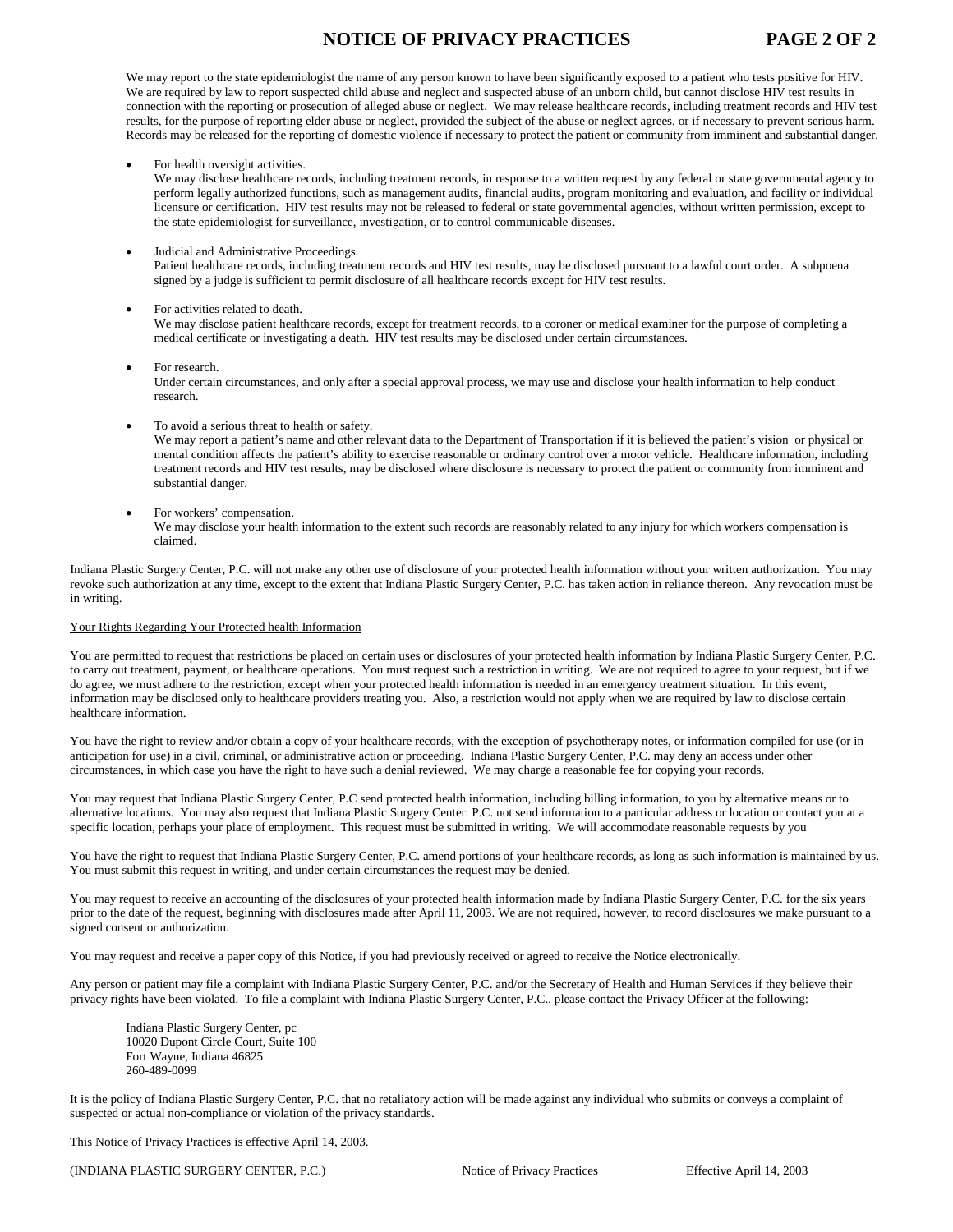We may report to the state epidemiologist the name of any person known to have been significantly exposed to a patient who tests positive for HIV. We are required by law to report suspected child abuse and neglect and suspected abuse of an unborn child, but cannot disclose HIV test results in connection with the reporting or prosecution of alleged abuse or neglect. We may release healthcare records, including treatment records and HIV test results, for the purpose of reporting elder abuse or neglect, provided the subject of the abuse or neglect agrees, or if necessary to prevent serious harm. Records may be released for the reporting of domestic violence if necessary to protect the patient or community from imminent and substantial danger.

- For health oversight activities.
  We may disclose healthcare records, including treatment records, in response to a written request by any federal or state governmental agency to perform legally authorized functions, such as management audits, financial audits, program monitoring and evaluation, and facility or individual licensure or certification. HIV test results may not be released to federal or state governmental agencies, without written permission, except to the state epidemiologist for surveillance, investigation, or to control communicable diseases.

- Judicial and Administrative Proceedings.
  Patient healthcare records, including treatment records and HIV test results, may be disclosed pursuant to a lawful court order. A subpoena signed by a judge is sufficient to permit disclosure of all healthcare records except for HIV test results.

- For activities related to death.
  We may disclose patient healthcare records, except for treatment records, to a coroner or medical examiner for the purpose of completing a medical certificate or investigating a death. HIV test results may be disclosed under certain circumstances.

- For research.
  Under certain circumstances, and only after a special approval process, we may use and disclose your health information to help conduct research.

- To avoid a serious threat to health or safety.
  We may report a patient's name and other relevant data to the Department of Transportation if it is believed the patient's vision or physical or mental condition affects the patient's ability to exercise reasonable or ordinary control over a motor vehicle. Healthcare information, including treatment records and HIV test results, may be disclosed where disclosure is necessary to protect the patient or community from imminent and substantial danger.

- For workers' compensation.
  We may disclose your health information to the extent such records are reasonably related to any injury for which workers compensation is claimed.

Indiana Plastic Surgery Center, P.C. will not make any other use of disclosure of your protected health information without your written authorization. You may revoke such authorization at any time, except to the extent that Indiana Plastic Surgery Center, P.C. has taken action in reliance thereon. Any revocation must be in writing.

Your Rights Regarding Your Protected health Information

You are permitted to request that restrictions be placed on certain uses or disclosures of your protected health information by Indiana Plastic Surgery Center, P.C. to carry out treatment, payment, or healthcare operations. You must request such a restriction in writing. We are not required to agree to your request, but if we do agree, we must adhere to the restriction, except when your protected health information is needed in an emergency treatment situation. In this event, information may be disclosed only to healthcare providers treating you. Also, a restriction would not apply when we are required by law to disclose certain healthcare information.

You have the right to review and/or obtain a copy of your healthcare records, with the exception of psychotherapy notes, or information compiled for use (or in anticipation for use) in a civil, criminal, or administrative action or proceeding. Indiana Plastic Surgery Center, P.C. may deny an access under other circumstances, in which case you have the right to have such a denial reviewed. We may charge a reasonable fee for copying your records.

You may request that Indiana Plastic Surgery Center, P.C send protected health information, including billing information, to you by alternative means or to alternative locations. You may also request that Indiana Plastic Surgery Center. P.C. not send information to a particular address or location or contact you at a specific location, perhaps your place of employment. This request must be submitted in writing. We will accommodate reasonable requests by you

You have the right to request that Indiana Plastic Surgery Center, P.C. amend portions of your healthcare records, as long as such information is maintained by us. You must submit this request in writing, and under certain circumstances the request may be denied.

You may request to receive an accounting of the disclosures of your protected health information made by Indiana Plastic Surgery Center, P.C. for the six years prior to the date of the request, beginning with disclosures made after April 11, 2003. We are not required, however, to record disclosures we make pursuant to a signed consent or authorization.

You may request and receive a paper copy of this Notice, if you had previously received or agreed to receive the Notice electronically.

Any person or patient may file a complaint with Indiana Plastic Surgery Center, P.C. and/or the Secretary of Health and Human Services if they believe their privacy rights have been violated. To file a complaint with Indiana Plastic Surgery Center, P.C., please contact the Privacy Officer at the following:

Indiana Plastic Surgery Center, pc
10020 Dupont Circle Court, Suite 100
Fort Wayne, Indiana 46825
260-489-0099

It is the policy of Indiana Plastic Surgery Center, P.C. that no retaliatory action will be made against any individual who submits or conveys a complaint of suspected or actual non-compliance or violation of the privacy standards.

This Notice of Privacy Practices is effective April 14, 2003.